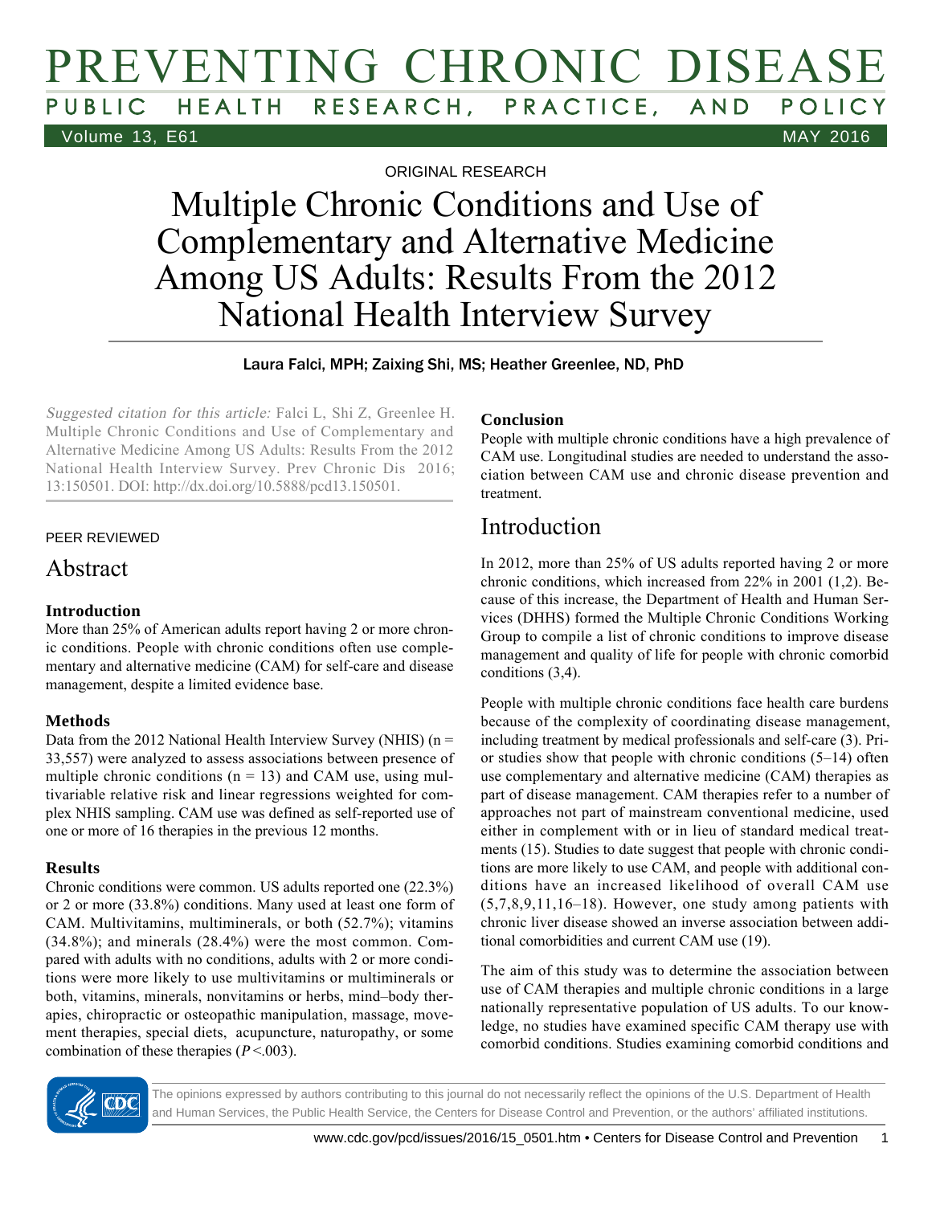ORIGINAL RESEARCH

# Multiple Chronic Conditions and Use of Complementary and Alternative Medicine Among US Adults: Results From the 2012 National Health Interview Survey

Laura Falci, MPH; Zaixing Shi, MS; Heather Greenlee, ND, PhD

*Suggested citation for this article:* Falci L, Shi Z, Greenlee H. Multiple Chronic Conditions and Use of Complementary and Alternative Medicine Among US Adults: Results From the 2012 National Health Interview Survey. Prev Chronic Dis 2016; 13:150501. DOI: http://dx.doi.org/10.5888/pcd13.150501.

PEER REVIEWED

## Abstract

### Introduction

More than 25% of American adults report having 2 or more chronic conditions. People with chronic conditions often use complementary and alternative medicine (CAM) for self-care and disease management, despite a limited evidence base.

### Methods

Data from the 2012 National Health Interview Survey (NHIS) (n = 33,557) were analyzed to assess associations between presence of multiple chronic conditions (n = 13) and CAM use, using multivariable relative risk and linear regressions weighted for complex NHIS sampling. CAM use was defined as self-reported use of one or more of 16 therapies in the previous 12 months.

### Results

Chronic conditions were common. US adults reported one (22.3%) or 2 or more (33.8%) conditions. Many used at least one form of CAM. Multivitamins, multiminerals, or both (52.7%); vitamins (34.8%); and minerals (28.4%) were the most common. Compared with adults with no conditions, adults with 2 or more conditions were more likely to use multivitamins or multiminerals or both, vitamins, minerals, nonvitamins or herbs, mind–body therapies, chiropractic or osteopathic manipulation, massage, movement therapies, special diets, acupuncture, naturopathy, or some combination of these therapies ($P$ <.003).

### Conclusion

People with multiple chronic conditions have a high prevalence of CAM use. Longitudinal studies are needed to understand the association between CAM use and chronic disease prevention and treatment.

## Introduction

In 2012, more than 25% of US adults reported having 2 or more chronic conditions, which increased from 22% in 2001 (1,2). Because of this increase, the Department of Health and Human Services (DHHS) formed the Multiple Chronic Conditions Working Group to compile a list of chronic conditions to improve disease management and quality of life for people with chronic comorbid conditions (3,4).

People with multiple chronic conditions face health care burdens because of the complexity of coordinating disease management, including treatment by medical professionals and self-care (3). Prior studies show that people with chronic conditions (5–14) often use complementary and alternative medicine (CAM) therapies as part of disease management. CAM therapies refer to a number of approaches not part of mainstream conventional medicine, used either in complement with or in lieu of standard medical treatments (15). Studies to date suggest that people with chronic conditions are more likely to use CAM, and people with additional conditions have an increased likelihood of overall CAM use (5,7,8,9,11,16–18). However, one study among patients with chronic liver disease showed an inverse association between additional comorbidities and current CAM use (19).

The aim of this study was to determine the association between use of CAM therapies and multiple chronic conditions in a large nationally representative population of US adults. To our knowledge, no studies have examined specific CAM therapy use with comorbid conditions. Studies examining comorbid conditions and

The opinions expressed by authors contributing to this journal do not necessarily reflect the opinions of the U.S. Department of Health and Human Services, the Public Health Service, the Centers for Disease Control and Prevention, or the authors' affiliated institutions.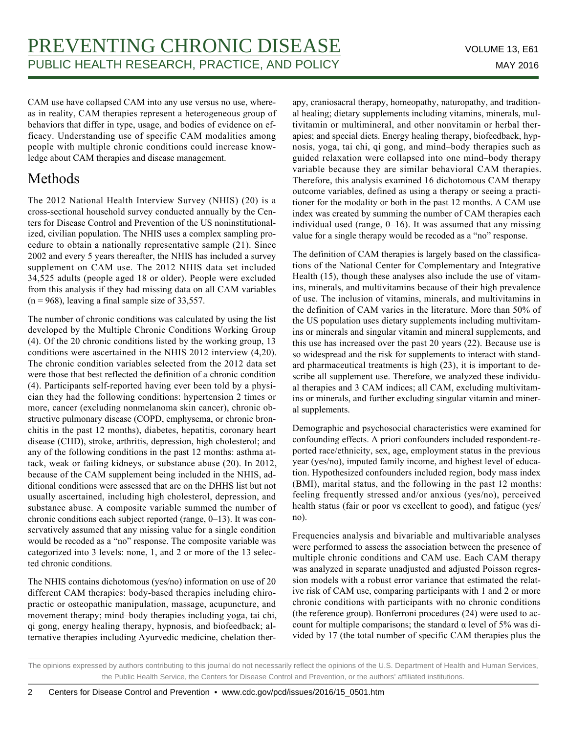CAM use have collapsed CAM into any use versus no use, whereas in reality, CAM therapies represent a heterogeneous group of behaviors that differ in type, usage, and bodies of evidence on efficacy. Understanding use of specific CAM modalities among people with multiple chronic conditions could increase knowledge about CAM therapies and disease management.

## Methods

The 2012 National Health Interview Survey (NHIS) (20) is a cross-sectional household survey conducted annually by the Centers for Disease Control and Prevention of the US noninstitutionalized, civilian population. The NHIS uses a complex sampling procedure to obtain a nationally representative sample (21). Since 2002 and every 5 years thereafter, the NHIS has included a survey supplement on CAM use. The 2012 NHIS data set included 34,525 adults (people aged 18 or older). People were excluded from this analysis if they had missing data on all CAM variables (n = 968), leaving a final sample size of 33,557.

The number of chronic conditions was calculated by using the list developed by the Multiple Chronic Conditions Working Group (4). Of the 20 chronic conditions listed by the working group, 13 conditions were ascertained in the NHIS 2012 interview (4,20). The chronic condition variables selected from the 2012 data set were those that best reflected the definition of a chronic condition (4). Participants self-reported having ever been told by a physician they had the following conditions: hypertension 2 times or more, cancer (excluding nonmelanoma skin cancer), chronic obstructive pulmonary disease (COPD, emphysema, or chronic bronchitis in the past 12 months), diabetes, hepatitis, coronary heart disease (CHD), stroke, arthritis, depression, high cholesterol; and any of the following conditions in the past 12 months: asthma attack, weak or failing kidneys, or substance abuse (20). In 2012, because of the CAM supplement being included in the NHIS, additional conditions were assessed that are on the DHHS list but not usually ascertained, including high cholesterol, depression, and substance abuse. A composite variable summed the number of chronic conditions each subject reported (range, 0–13). It was conservatively assumed that any missing value for a single condition would be recoded as a "no" response. The composite variable was categorized into 3 levels: none, 1, and 2 or more of the 13 selected chronic conditions.

The NHIS contains dichotomous (yes/no) information on use of 20 different CAM therapies: body-based therapies including chiropractic or osteopathic manipulation, massage, acupuncture, and movement therapy; mind–body therapies including yoga, tai chi, qi gong, energy healing therapy, hypnosis, and biofeedback; alternative therapies including Ayurvedic medicine, chelation therapy, craniosacral therapy, homeopathy, naturopathy, and traditional healing; dietary supplements including vitamins, minerals, multivitamin or multimineral, and other nonvitamin or herbal therapies; and special diets. Energy healing therapy, biofeedback, hypnosis, yoga, tai chi, qi gong, and mind–body therapies such as guided relaxation were collapsed into one mind–body therapy variable because they are similar behavioral CAM therapies. Therefore, this analysis examined 16 dichotomous CAM therapy outcome variables, defined as using a therapy or seeing a practitioner for the modality or both in the past 12 months. A CAM use index was created by summing the number of CAM therapies each individual used (range, 0–16). It was assumed that any missing value for a single therapy would be recoded as a "no" response.

The definition of CAM therapies is largely based on the classifications of the National Center for Complementary and Integrative Health (15), though these analyses also include the use of vitamins, minerals, and multivitamins because of their high prevalence of use. The inclusion of vitamins, minerals, and multivitamins in the definition of CAM varies in the literature. More than 50% of the US population uses dietary supplements including multivitamins or minerals and singular vitamin and mineral supplements, and this use has increased over the past 20 years (22). Because use is so widespread and the risk for supplements to interact with standard pharmaceutical treatments is high (23), it is important to describe all supplement use. Therefore, we analyzed these individual therapies and 3 CAM indices; all CAM, excluding multivitamins or minerals, and further excluding singular vitamin and mineral supplements.

Demographic and psychosocial characteristics were examined for confounding effects. A priori confounders included respondent-reported race/ethnicity, sex, age, employment status in the previous year (yes/no), imputed family income, and highest level of education. Hypothesized confounders included region, body mass index (BMI), marital status, and the following in the past 12 months: feeling frequently stressed and/or anxious (yes/no), perceived health status (fair or poor vs excellent to good), and fatigue (yes/no).

Frequencies analysis and bivariable and multivariable analyses were performed to assess the association between the presence of multiple chronic conditions and CAM use. Each CAM therapy was analyzed in separate unadjusted and adjusted Poisson regression models with a robust error variance that estimated the relative risk of CAM use, comparing participants with 1 and 2 or more chronic conditions with participants with no chronic conditions (the reference group). Bonferroni procedures (24) were used to account for multiple comparisons; the standard $\alpha$ level of 5% was divided by 17 (the total number of specific CAM therapies plus the

The opinions expressed by authors contributing to this journal do not necessarily reflect the opinions of the U.S. Department of Health and Human Services, the Public Health Service, the Centers for Disease Control and Prevention, or the authors' affiliated institutions.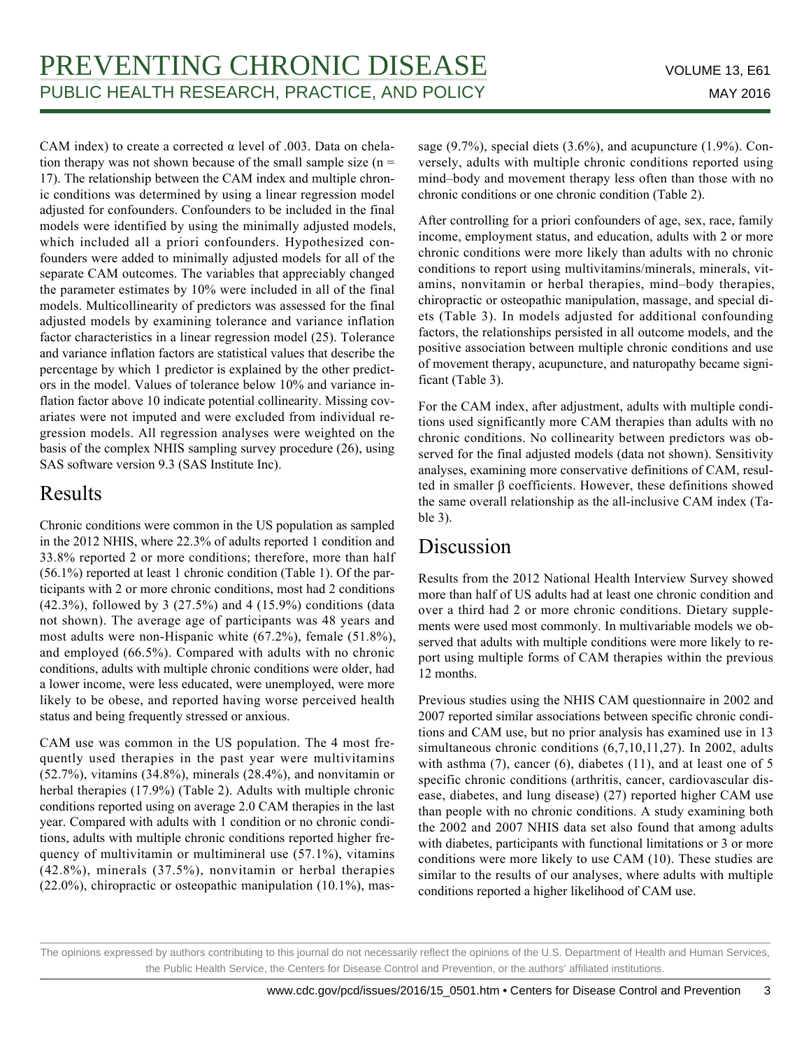CAM index) to create a corrected α level of .003. Data on chelation therapy was not shown because of the small sample size (n = 17). The relationship between the CAM index and multiple chronic conditions was determined by using a linear regression model adjusted for confounders. Confounders to be included in the final models were identified by using the minimally adjusted models, which included all a priori confounders. Hypothesized confounders were added to minimally adjusted models for all of the separate CAM outcomes. The variables that appreciably changed the parameter estimates by 10% were included in all of the final models. Multicollinearity of predictors was assessed for the final adjusted models by examining tolerance and variance inflation factor characteristics in a linear regression model (25). Tolerance and variance inflation factors are statistical values that describe the percentage by which 1 predictor is explained by the other predictors in the model. Values of tolerance below 10% and variance inflation factor above 10 indicate potential collinearity. Missing covariates were not imputed and were excluded from individual regression models. All regression analyses were weighted on the basis of the complex NHIS sampling survey procedure (26), using SAS software version 9.3 (SAS Institute Inc).

## Results

Chronic conditions were common in the US population as sampled in the 2012 NHIS, where 22.3% of adults reported 1 condition and 33.8% reported 2 or more conditions; therefore, more than half (56.1%) reported at least 1 chronic condition (Table 1). Of the participants with 2 or more chronic conditions, most had 2 conditions (42.3%), followed by 3 (27.5%) and 4 (15.9%) conditions (data not shown). The average age of participants was 48 years and most adults were non-Hispanic white (67.2%), female (51.8%), and employed (66.5%). Compared with adults with no chronic conditions, adults with multiple chronic conditions were older, had a lower income, were less educated, were unemployed, were more likely to be obese, and reported having worse perceived health status and being frequently stressed or anxious.

CAM use was common in the US population. The 4 most frequently used therapies in the past year were multivitamins (52.7%), vitamins (34.8%), minerals (28.4%), and nonvitamin or herbal therapies (17.9%) (Table 2). Adults with multiple chronic conditions reported using on average 2.0 CAM therapies in the last year. Compared with adults with 1 condition or no chronic conditions, adults with multiple chronic conditions reported higher frequency of multivitamin or multimineral use (57.1%), vitamins (42.8%), minerals (37.5%), nonvitamin or herbal therapies (22.0%), chiropractic or osteopathic manipulation (10.1%), massage (9.7%), special diets (3.6%), and acupuncture (1.9%). Conversely, adults with multiple chronic conditions reported using mind–body and movement therapy less often than those with no chronic conditions or one chronic condition (Table 2).

After controlling for a priori confounders of age, sex, race, family income, employment status, and education, adults with 2 or more chronic conditions were more likely than adults with no chronic conditions to report using multivitamins/minerals, minerals, vitamins, nonvitamin or herbal therapies, mind–body therapies, chiropractic or osteopathic manipulation, massage, and special diets (Table 3). In models adjusted for additional confounding factors, the relationships persisted in all outcome models, and the positive association between multiple chronic conditions and use of movement therapy, acupuncture, and naturopathy became significant (Table 3).

For the CAM index, after adjustment, adults with multiple conditions used significantly more CAM therapies than adults with no chronic conditions. No collinearity between predictors was observed for the final adjusted models (data not shown). Sensitivity analyses, examining more conservative definitions of CAM, resulted in smaller β coefficients. However, these definitions showed the same overall relationship as the all-inclusive CAM index (Table 3).

## Discussion

Results from the 2012 National Health Interview Survey showed more than half of US adults had at least one chronic condition and over a third had 2 or more chronic conditions. Dietary supplements were used most commonly. In multivariable models we observed that adults with multiple conditions were more likely to report using multiple forms of CAM therapies within the previous 12 months.

Previous studies using the NHIS CAM questionnaire in 2002 and 2007 reported similar associations between specific chronic conditions and CAM use, but no prior analysis has examined use in 13 simultaneous chronic conditions (6,7,10,11,27). In 2002, adults with asthma (7), cancer (6), diabetes (11), and at least one of 5 specific chronic conditions (arthritis, cancer, cardiovascular disease, diabetes, and lung disease) (27) reported higher CAM use than people with no chronic conditions. A study examining both the 2002 and 2007 NHIS data set also found that among adults with diabetes, participants with functional limitations or 3 or more conditions were more likely to use CAM (10). These studies are similar to the results of our analyses, where adults with multiple conditions reported a higher likelihood of CAM use.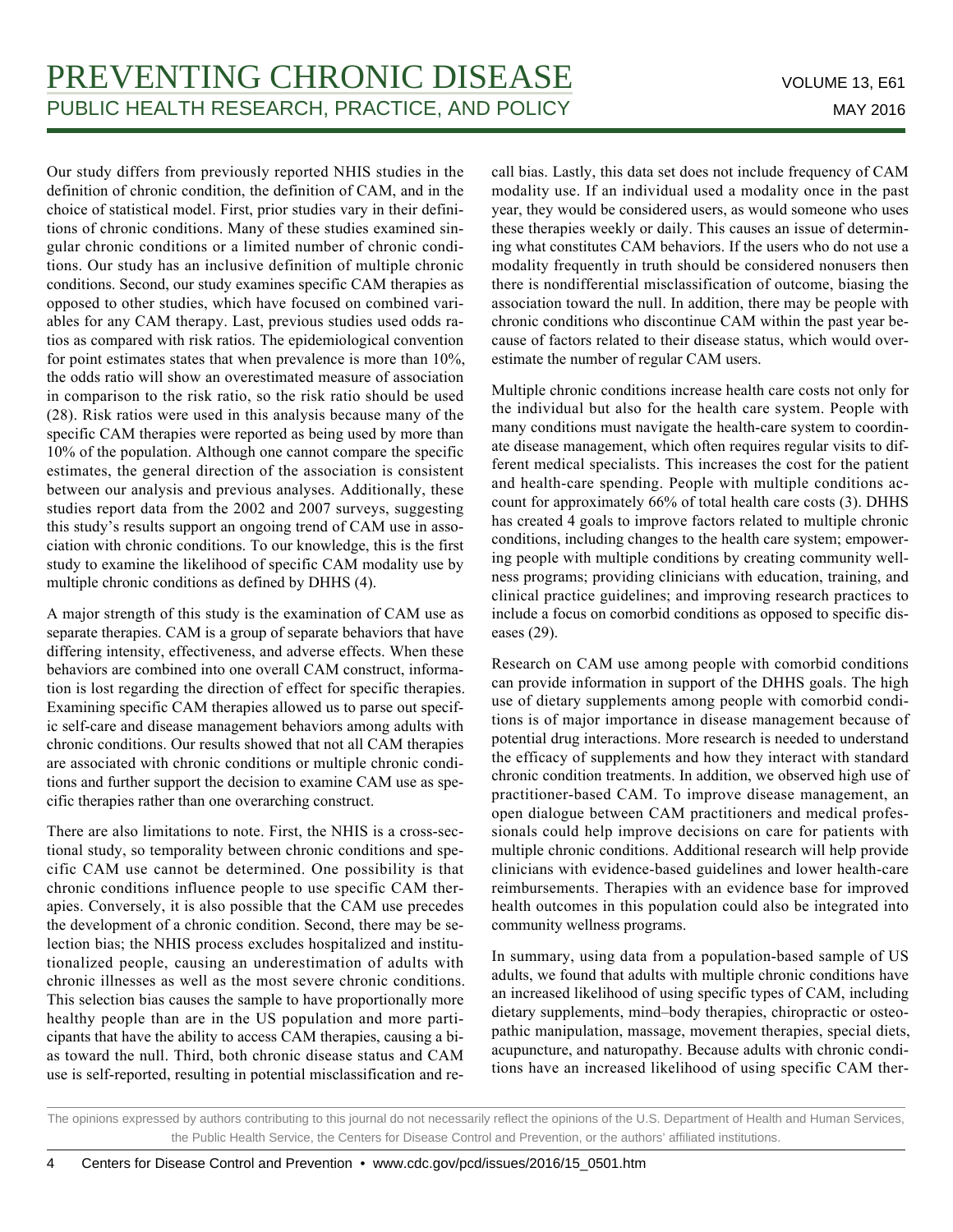Our study differs from previously reported NHIS studies in the definition of chronic condition, the definition of CAM, and in the choice of statistical model. First, prior studies vary in their definitions of chronic conditions. Many of these studies examined singular chronic conditions or a limited number of chronic conditions. Our study has an inclusive definition of multiple chronic conditions. Second, our study examines specific CAM therapies as opposed to other studies, which have focused on combined variables for any CAM therapy. Last, previous studies used odds ratios as compared with risk ratios. The epidemiological convention for point estimates states that when prevalence is more than 10%, the odds ratio will show an overestimated measure of association in comparison to the risk ratio, so the risk ratio should be used (28). Risk ratios were used in this analysis because many of the specific CAM therapies were reported as being used by more than 10% of the population. Although one cannot compare the specific estimates, the general direction of the association is consistent between our analysis and previous analyses. Additionally, these studies report data from the 2002 and 2007 surveys, suggesting this study's results support an ongoing trend of CAM use in association with chronic conditions. To our knowledge, this is the first study to examine the likelihood of specific CAM modality use by multiple chronic conditions as defined by DHHS (4).

A major strength of this study is the examination of CAM use as separate therapies. CAM is a group of separate behaviors that have differing intensity, effectiveness, and adverse effects. When these behaviors are combined into one overall CAM construct, information is lost regarding the direction of effect for specific therapies. Examining specific CAM therapies allowed us to parse out specific self-care and disease management behaviors among adults with chronic conditions. Our results showed that not all CAM therapies are associated with chronic conditions or multiple chronic conditions and further support the decision to examine CAM use as specific therapies rather than one overarching construct.

There are also limitations to note. First, the NHIS is a cross-sectional study, so temporality between chronic conditions and specific CAM use cannot be determined. One possibility is that chronic conditions influence people to use specific CAM therapies. Conversely, it is also possible that the CAM use precedes the development of a chronic condition. Second, there may be selection bias; the NHIS process excludes hospitalized and institutionalized people, causing an underestimation of adults with chronic illnesses as well as the most severe chronic conditions. This selection bias causes the sample to have proportionally more healthy people than are in the US population and more participants that have the ability to access CAM therapies, causing a bias toward the null. Third, both chronic disease status and CAM use is self-reported, resulting in potential misclassification and recall bias. Lastly, this data set does not include frequency of CAM modality use. If an individual used a modality once in the past year, they would be considered users, as would someone who uses these therapies weekly or daily. This causes an issue of determining what constitutes CAM behaviors. If the users who do not use a modality frequently in truth should be considered nonusers then there is nondifferential misclassification of outcome, biasing the association toward the null. In addition, there may be people with chronic conditions who discontinue CAM within the past year because of factors related to their disease status, which would overestimate the number of regular CAM users.

Multiple chronic conditions increase health care costs not only for the individual but also for the health care system. People with many conditions must navigate the health-care system to coordinate disease management, which often requires regular visits to different medical specialists. This increases the cost for the patient and health-care spending. People with multiple conditions account for approximately 66% of total health care costs (3). DHHS has created 4 goals to improve factors related to multiple chronic conditions, including changes to the health care system; empowering people with multiple conditions by creating community wellness programs; providing clinicians with education, training, and clinical practice guidelines; and improving research practices to include a focus on comorbid conditions as opposed to specific diseases (29).

Research on CAM use among people with comorbid conditions can provide information in support of the DHHS goals. The high use of dietary supplements among people with comorbid conditions is of major importance in disease management because of potential drug interactions. More research is needed to understand the efficacy of supplements and how they interact with standard chronic condition treatments. In addition, we observed high use of practitioner-based CAM. To improve disease management, an open dialogue between CAM practitioners and medical professionals could help improve decisions on care for patients with multiple chronic conditions. Additional research will help provide clinicians with evidence-based guidelines and lower health-care reimbursements. Therapies with an evidence base for improved health outcomes in this population could also be integrated into community wellness programs.

In summary, using data from a population-based sample of US adults, we found that adults with multiple chronic conditions have an increased likelihood of using specific types of CAM, including dietary supplements, mind–body therapies, chiropractic or osteopathic manipulation, massage, movement therapies, special diets, acupuncture, and naturopathy. Because adults with chronic conditions have an increased likelihood of using specific CAM ther-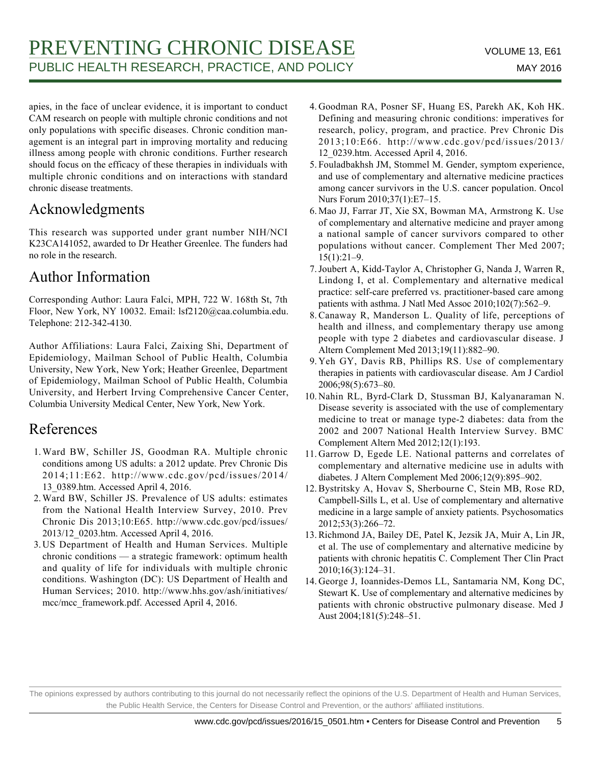apies, in the face of unclear evidence, it is important to conduct CAM research on people with multiple chronic conditions and not only populations with specific diseases. Chronic condition management is an integral part in improving mortality and reducing illness among people with chronic conditions. Further research should focus on the efficacy of these therapies in individuals with multiple chronic conditions and on interactions with standard chronic disease treatments.

## Acknowledgments

This research was supported under grant number NIH/NCI K23CA141052, awarded to Dr Heather Greenlee. The funders had no role in the research.

## Author Information

Corresponding Author: Laura Falci, MPH, 722 W. 168th St, 7th Floor, New York, NY 10032. Email: lsf2120@caa.columbia.edu. Telephone: 212-342-4130.

Author Affiliations: Laura Falci, Zaixing Shi, Department of Epidemiology, Mailman School of Public Health, Columbia University, New York, New York; Heather Greenlee, Department of Epidemiology, Mailman School of Public Health, Columbia University, and Herbert Irving Comprehensive Cancer Center, Columbia University Medical Center, New York, New York.

## References

1. Ward BW, Schiller JS, Goodman RA. Multiple chronic conditions among US adults: a 2012 update. Prev Chronic Dis 2014;11:E62. http://www.cdc.gov/pcd/issues/2014/13_0389.htm. Accessed April 4, 2016.
2. Ward BW, Schiller JS. Prevalence of US adults: estimates from the National Health Interview Survey, 2010. Prev Chronic Dis 2013;10:E65. http://www.cdc.gov/pcd/issues/2013/12_0203.htm. Accessed April 4, 2016.
3. US Department of Health and Human Services. Multiple chronic conditions — a strategic framework: optimum health and quality of life for individuals with multiple chronic conditions. Washington (DC): US Department of Health and Human Services; 2010. http://www.hhs.gov/ash/initiatives/mcc/mcc_framework.pdf. Accessed April 4, 2016.
4. Goodman RA, Posner SF, Huang ES, Parekh AK, Koh HK. Defining and measuring chronic conditions: imperatives for research, policy, program, and practice. Prev Chronic Dis 2013;10:E66. http://www.cdc.gov/pcd/issues/2013/12_0239.htm. Accessed April 4, 2016.
5. Fouladbakhsh JM, Stommel M. Gender, symptom experience, and use of complementary and alternative medicine practices among cancer survivors in the U.S. cancer population. Oncol Nurs Forum 2010;37(1):E7–15.
6. Mao JJ, Farrar JT, Xie SX, Bowman MA, Armstrong K. Use of complementary and alternative medicine and prayer among a national sample of cancer survivors compared to other populations without cancer. Complement Ther Med 2007;15(1):21–9.
7. Joubert A, Kidd-Taylor A, Christopher G, Nanda J, Warren R, Lindong I, et al. Complementary and alternative medical practice: self-care preferred vs. practitioner-based care among patients with asthma. J Natl Med Assoc 2010;102(7):562–9.
8. Canaway R, Manderson L. Quality of life, perceptions of health and illness, and complementary therapy use among people with type 2 diabetes and cardiovascular disease. J Altern Complement Med 2013;19(11):882–90.
9. Yeh GY, Davis RB, Phillips RS. Use of complementary therapies in patients with cardiovascular disease. Am J Cardiol 2006;98(5):673–80.
10. Nahin RL, Byrd-Clark D, Stussman BJ, Kalyanaraman N. Disease severity is associated with the use of complementary medicine to treat or manage type-2 diabetes: data from the 2002 and 2007 National Health Interview Survey. BMC Complement Altern Med 2012;12(1):193.
11. Garrow D, Egede LE. National patterns and correlates of complementary and alternative medicine use in adults with diabetes. J Altern Complement Med 2006;12(9):895–902.
12. Bystritsky A, Hovav S, Sherbourne C, Stein MB, Rose RD, Campbell-Sills L, et al. Use of complementary and alternative medicine in a large sample of anxiety patients. Psychosomatics 2012;53(3):266–72.
13. Richmond JA, Bailey DE, Patel K, Jezsik JA, Muir A, Lin JR, et al. The use of complementary and alternative medicine by patients with chronic hepatitis C. Complement Ther Clin Pract 2010;16(3):124–31.
14. George J, Ioannides-Demos LL, Santamaria NM, Kong DC, Stewart K. Use of complementary and alternative medicines by patients with chronic obstructive pulmonary disease. Med J Aust 2004;181(5):248–51.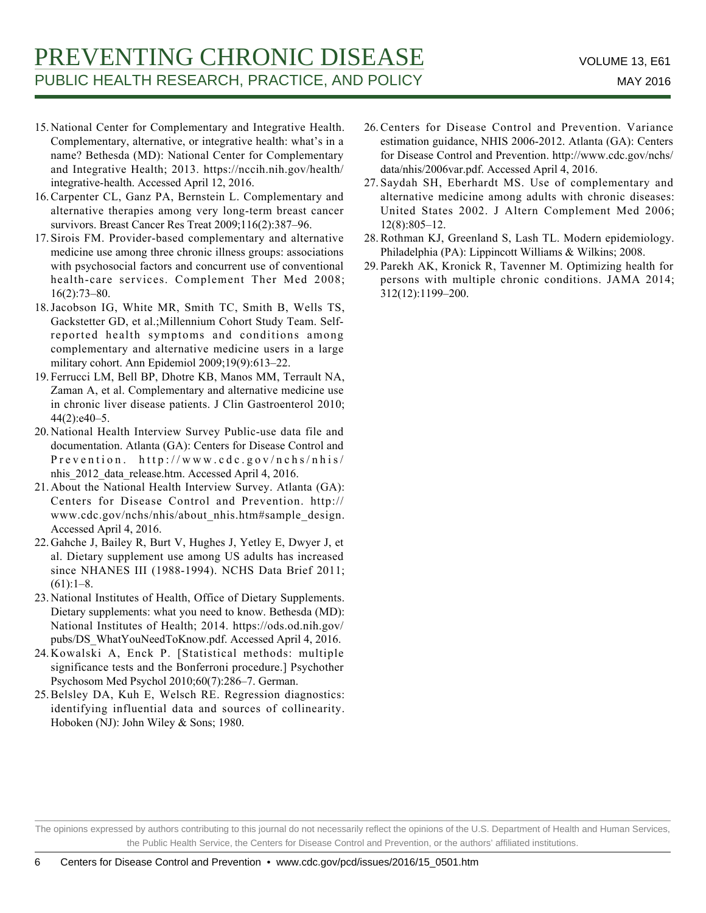15. National Center for Complementary and Integrative Health. Complementary, alternative, or integrative health: what's in a name? Bethesda (MD): National Center for Complementary and Integrative Health; 2013. https://nccih.nih.gov/health/integrative-health. Accessed April 12, 2016.
16. Carpenter CL, Ganz PA, Bernstein L. Complementary and alternative therapies among very long-term breast cancer survivors. Breast Cancer Res Treat 2009;116(2):387–96.
17. Sirois FM. Provider-based complementary and alternative medicine use among three chronic illness groups: associations with psychosocial factors and concurrent use of conventional health-care services. Complement Ther Med 2008; 16(2):73–80.
18. Jacobson IG, White MR, Smith TC, Smith B, Wells TS, Gackstetter GD, et al.;Millennium Cohort Study Team. Self-reported health symptoms and conditions among complementary and alternative medicine users in a large military cohort. Ann Epidemiol 2009;19(9):613–22.
19. Ferrucci LM, Bell BP, Dhotre KB, Manos MM, Terrault NA, Zaman A, et al. Complementary and alternative medicine use in chronic liver disease patients. J Clin Gastroenterol 2010; 44(2):e40–5.
20. National Health Interview Survey Public-use data file and documentation. Atlanta (GA): Centers for Disease Control and Prevention. http://www.cdc.gov/nchs/nhis/nhis_2012_data_release.htm. Accessed April 4, 2016.
21. About the National Health Interview Survey. Atlanta (GA): Centers for Disease Control and Prevention. http://www.cdc.gov/nchs/nhis/about_nhis.htm#sample_design. Accessed April 4, 2016.
22. Gahche J, Bailey R, Burt V, Hughes J, Yetley E, Dwyer J, et al. Dietary supplement use among US adults has increased since NHANES III (1988-1994). NCHS Data Brief 2011; (61):1–8.
23. National Institutes of Health, Office of Dietary Supplements. Dietary supplements: what you need to know. Bethesda (MD): National Institutes of Health; 2014. https://ods.od.nih.gov/pubs/DS_WhatYouNeedToKnow.pdf. Accessed April 4, 2016.
24. Kowalski A, Enck P. [Statistical methods: multiple significance tests and the Bonferroni procedure.] Psychother Psychosom Med Psychol 2010;60(7):286–7. German.
25. Belsley DA, Kuh E, Welsch RE. Regression diagnostics: identifying influential data and sources of collinearity. Hoboken (NJ): John Wiley & Sons; 1980.
26. Centers for Disease Control and Prevention. Variance estimation guidance, NHIS 2006-2012. Atlanta (GA): Centers for Disease Control and Prevention. http://www.cdc.gov/nchs/data/nhis/2006var.pdf. Accessed April 4, 2016.
27. Saydah SH, Eberhardt MS. Use of complementary and alternative medicine among adults with chronic diseases: United States 2002. J Altern Complement Med 2006; 12(8):805–12.
28. Rothman KJ, Greenland S, Lash TL. Modern epidemiology. Philadelphia (PA): Lippincott Williams & Wilkins; 2008.
29. Parekh AK, Kronick R, Tavenner M. Optimizing health for persons with multiple chronic conditions. JAMA 2014; 312(12):1199–200.

The opinions expressed by authors contributing to this journal do not necessarily reflect the opinions of the U.S. Department of Health and Human Services, the Public Health Service, the Centers for Disease Control and Prevention, or the authors' affiliated institutions.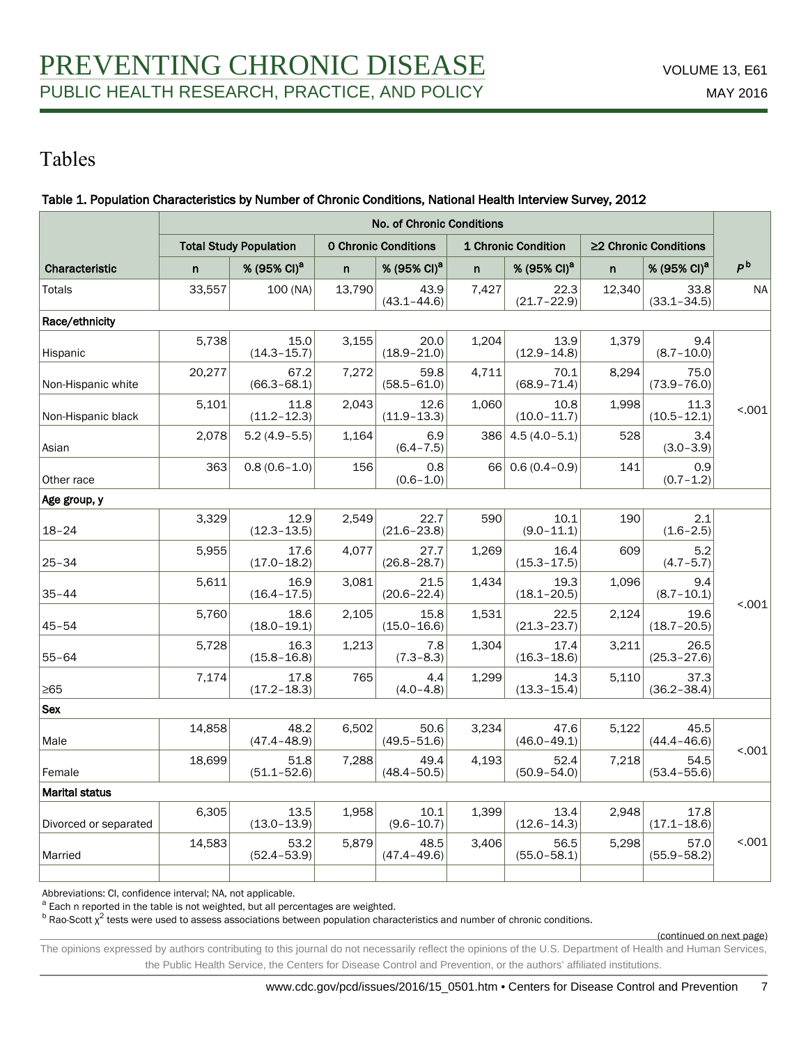# Tables

**Table 1. Population Characteristics by Number of Chronic Conditions, National Health Interview Survey, 2012**

| | No. of Chronic Conditions | | | | | | | | |
|---|---|---|---|---|---|---|---|---|---|
| | Total Study Population | | 0 Chronic Conditions | | 1 Chronic Condition | | ≥2 Chronic Conditions | | |
| Characteristic | n | % (95% CI)[a] | n | % (95% CI)[a] | n | % (95% CI)[a] | n | % (95% CI)[a] | $P$[b] |
| Totals | 33,557 | 100 (NA) | 13,790 | 43.9 (43.1–44.6) | 7,427 | 22.3 (21.7–22.9) | 12,340 | 33.8 (33.1–34.5) | NA |
| **Race/ethnicity** | | | | | | | | | |
| Hispanic | 5,738 | 15.0 (14.3–15.7) | 3,155 | 20.0 (18.9–21.0) | 1,204 | 13.9 (12.9–14.8) | 1,379 | 9.4 (8.7–10.0) | <.001 |
| Non-Hispanic white | 20,277 | 67.2 (66.3–68.1) | 7,272 | 59.8 (58.5–61.0) | 4,711 | 70.1 (68.9–71.4) | 8,294 | 75.0 (73.9–76.0) | |
| Non-Hispanic black | 5,101 | 11.8 (11.2–12.3) | 2,043 | 12.6 (11.9–13.3) | 1,060 | 10.8 (10.0–11.7) | 1,998 | 11.3 (10.5–12.1) | |
| Asian | 2,078 | 5.2 (4.9–5.5) | 1,164 | 6.9 (6.4–7.5) | 386 | 4.5 (4.0–5.1) | 528 | 3.4 (3.0–3.9) | |
| Other race | 363 | 0.8 (0.6–1.0) | 156 | 0.8 (0.6–1.0) | 66 | 0.6 (0.4–0.9) | 141 | 0.9 (0.7–1.2) | |
| **Age group, y** | | | | | | | | | |
| 18–24 | 3,329 | 12.9 (12.3–13.5) | 2,549 | 22.7 (21.6–23.8) | 590 | 10.1 (9.0–11.1) | 190 | 2.1 (1.6–2.5) | <.001 |
| 25–34 | 5,955 | 17.6 (17.0–18.2) | 4,077 | 27.7 (26.8–28.7) | 1,269 | 16.4 (15.3–17.5) | 609 | 5.2 (4.7–5.7) | |
| 35–44 | 5,611 | 16.9 (16.4–17.5) | 3,081 | 21.5 (20.6–22.4) | 1,434 | 19.3 (18.1–20.5) | 1,096 | 9.4 (8.7–10.1) | |
| 45–54 | 5,760 | 18.6 (18.0–19.1) | 2,105 | 15.8 (15.0–16.6) | 1,531 | 22.5 (21.3–23.7) | 2,124 | 19.6 (18.7–20.5) | |
| 55–64 | 5,728 | 16.3 (15.8–16.8) | 1,213 | 7.8 (7.3–8.3) | 1,304 | 17.4 (16.3–18.6) | 3,211 | 26.5 (25.3–27.6) | |
| ≥65 | 7,174 | 17.8 (17.2–18.3) | 765 | 4.4 (4.0–4.8) | 1,299 | 14.3 (13.3–15.4) | 5,110 | 37.3 (36.2–38.4) | |
| **Sex** | | | | | | | | | |
| Male | 14,858 | 48.2 (47.4–48.9) | 6,502 | 50.6 (49.5–51.6) | 3,234 | 47.6 (46.0–49.1) | 5,122 | 45.5 (44.4–46.6) | <.001 |
| Female | 18,699 | 51.8 (51.1–52.6) | 7,288 | 49.4 (48.4–50.5) | 4,193 | 52.4 (50.9–54.0) | 7,218 | 54.5 (53.4–55.6) | |
| **Marital status** | | | | | | | | | |
| Divorced or separated | 6,305 | 13.5 (13.0–13.9) | 1,958 | 10.1 (9.6–10.7) | 1,399 | 13.4 (12.6–14.3) | 2,948 | 17.8 (17.1–18.6) | <.001 |
| Married | 14,583 | 53.2 (52.4–53.9) | 5,879 | 48.5 (47.4–49.6) | 3,406 | 56.5 (55.0–58.1) | 5,298 | 57.0 (55.9–58.2) | |

Abbreviations: CI, confidence interval; NA, not applicable.

[a] Each n reported in the table is not weighted, but all percentages are weighted.

[b] Rao-Scott $\chi^2$ tests were used to assess associations between population characteristics and number of chronic conditions.

(continued on next page)

The opinions expressed by authors contributing to this journal do not necessarily reflect the opinions of the U.S. Department of Health and Human Services, the Public Health Service, the Centers for Disease Control and Prevention, or the authors' affiliated institutions.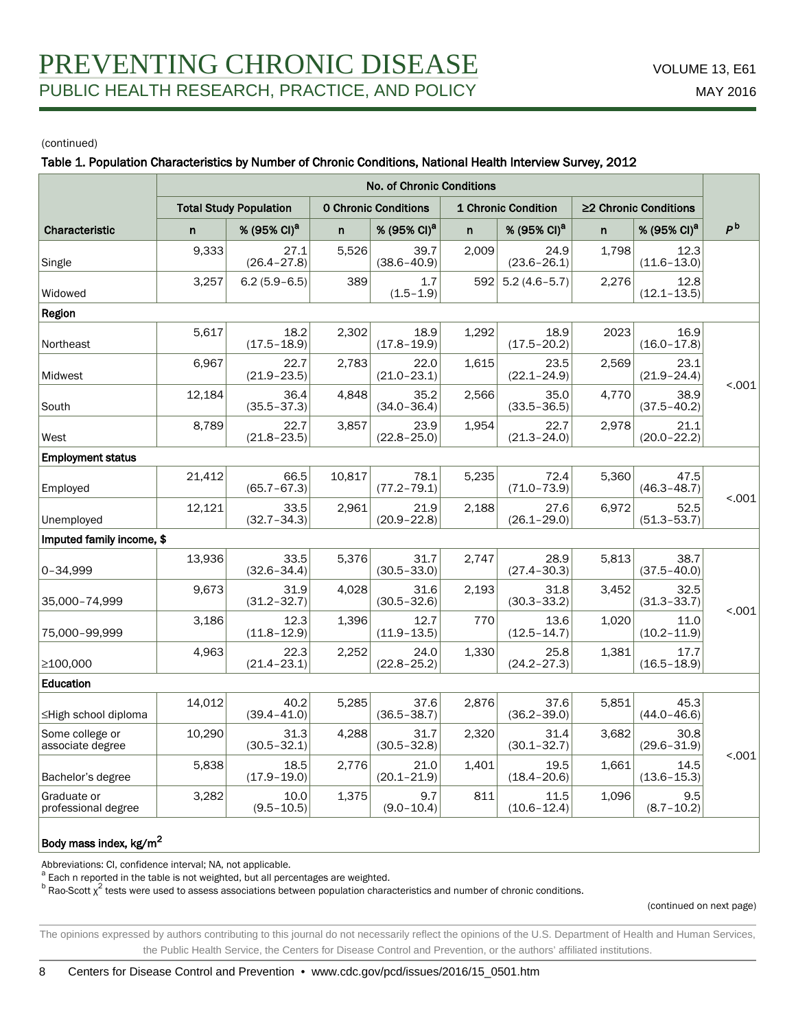(continued)

**Table 1. Population Characteristics by Number of Chronic Conditions, National Health Interview Survey, 2012**

| Characteristic | No. of Chronic Conditions | | | | | | | | $P$[b] |
|---|---|---|---|---|---|---|---|---|---|
| | Total Study Population | | 0 Chronic Conditions | | 1 Chronic Condition | | ≥2 Chronic Conditions | | |
| | n | % (95% CI)[a] | n | % (95% CI)[a] | n | % (95% CI)[a] | n | % (95% CI)[a] | |
| Single | 9,333 | 27.1 (26.4–27.8) | 5,526 | 39.7 (38.6–40.9) | 2,009 | 24.9 (23.6–26.1) | 1,798 | 12.3 (11.6–13.0) | |
| Widowed | 3,257 | 6.2 (5.9–6.5) | 389 | 1.7 (1.5–1.9) | 592 | 5.2 (4.6–5.7) | 2,276 | 12.8 (12.1–13.5) | |
| **Region** | | | | | | | | | |
| Northeast | 5,617 | 18.2 (17.5–18.9) | 2,302 | 18.9 (17.8–19.9) | 1,292 | 18.9 (17.5–20.2) | 2023 | 16.9 (16.0–17.8) | <.001 |
| Midwest | 6,967 | 22.7 (21.9–23.5) | 2,783 | 22.0 (21.0–23.1) | 1,615 | 23.5 (22.1–24.9) | 2,569 | 23.1 (21.9–24.4) | |
| South | 12,184 | 36.4 (35.5–37.3) | 4,848 | 35.2 (34.0–36.4) | 2,566 | 35.0 (33.5–36.5) | 4,770 | 38.9 (37.5–40.2) | |
| West | 8,789 | 22.7 (21.8–23.5) | 3,857 | 23.9 (22.8–25.0) | 1,954 | 22.7 (21.3–24.0) | 2,978 | 21.1 (20.0–22.2) | |
| **Employment status** | | | | | | | | | |
| Employed | 21,412 | 66.5 (65.7–67.3) | 10,817 | 78.1 (77.2–79.1) | 5,235 | 72.4 (71.0–73.9) | 5,360 | 47.5 (46.3–48.7) | <.001 |
| Unemployed | 12,121 | 33.5 (32.7–34.3) | 2,961 | 21.9 (20.9–22.8) | 2,188 | 27.6 (26.1–29.0) | 6,972 | 52.5 (51.3–53.7) | |
| **Imputed family income, $** | | | | | | | | | |
| 0–34,999 | 13,936 | 33.5 (32.6–34.4) | 5,376 | 31.7 (30.5–33.0) | 2,747 | 28.9 (27.4–30.3) | 5,813 | 38.7 (37.5–40.0) | <.001 |
| 35,000–74,999 | 9,673 | 31.9 (31.2–32.7) | 4,028 | 31.6 (30.5–32.6) | 2,193 | 31.8 (30.3–33.2) | 3,452 | 32.5 (31.3–33.7) | |
| 75,000–99,999 | 3,186 | 12.3 (11.8–12.9) | 1,396 | 12.7 (11.9–13.5) | 770 | 13.6 (12.5–14.7) | 1,020 | 11.0 (10.2–11.9) | |
| ≥100,000 | 4,963 | 22.3 (21.4–23.1) | 2,252 | 24.0 (22.8–25.2) | 1,330 | 25.8 (24.2–27.3) | 1,381 | 17.7 (16.5–18.9) | |
| **Education** | | | | | | | | | |
| ≤High school diploma | 14,012 | 40.2 (39.4–41.0) | 5,285 | 37.6 (36.5–38.7) | 2,876 | 37.6 (36.2–39.0) | 5,851 | 45.3 (44.0–46.6) | <.001 |
| Some college or associate degree | 10,290 | 31.3 (30.5–32.1) | 4,288 | 31.7 (30.5–32.8) | 2,320 | 31.4 (30.1–32.7) | 3,682 | 30.8 (29.6–31.9) | |
| Bachelor's degree | 5,838 | 18.5 (17.9–19.0) | 2,776 | 21.0 (20.1–21.9) | 1,401 | 19.5 (18.4–20.6) | 1,661 | 14.5 (13.6–15.3) | |
| Graduate or professional degree | 3,282 | 10.0 (9.5–10.5) | 1,375 | 9.7 (9.0–10.4) | 811 | 11.5 (10.6–12.4) | 1,096 | 9.5 (8.7–10.2) | |
| **Body mass index, kg/m$^2$** | | | | | | | | | |

Abbreviations: CI, confidence interval; NA, not applicable.

[a] Each n reported in the table is not weighted, but all percentages are weighted.

[b] Rao-Scott $\chi^2$ tests were used to assess associations between population characteristics and number of chronic conditions.

(continued on next page)

The opinions expressed by authors contributing to this journal do not necessarily reflect the opinions of the U.S. Department of Health and Human Services, the Public Health Service, the Centers for Disease Control and Prevention, or the authors' affiliated institutions.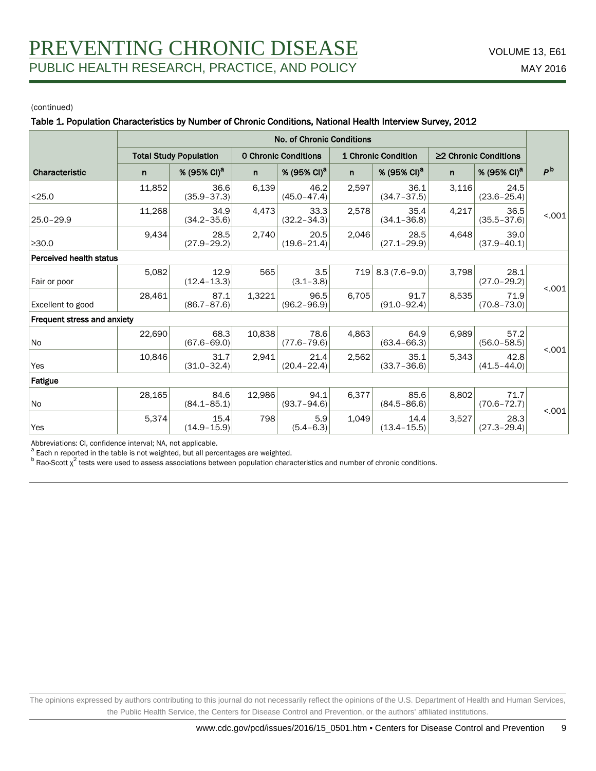(continued)

**Table 1. Population Characteristics by Number of Chronic Conditions, National Health Interview Survey, 2012**

| | No. of Chronic Conditions | | | | | | | | |
|---|---|---|---|---|---|---|---|---|---|
| | Total Study Population | | 0 Chronic Conditions | | 1 Chronic Condition | | ≥2 Chronic Conditions | | |
| Characteristic | n | % (95% CI)[a] | n | % (95% CI)[a] | n | % (95% CI)[a] | n | % (95% CI)[a] | $P$[b] |
| <25.0 | 11,852 | 36.6 (35.9–37.3) | 6,139 | 46.2 (45.0–47.4) | 2,597 | 36.1 (34.7–37.5) | 3,116 | 24.5 (23.6–25.4) | <.001 |
| 25.0–29.9 | 11,268 | 34.9 (34.2–35.6) | 4,473 | 33.3 (32.2–34.3) | 2,578 | 35.4 (34.1–36.8) | 4,217 | 36.5 (35.5–37.6) | |
| ≥30.0 | 9,434 | 28.5 (27.9–29.2) | 2,740 | 20.5 (19.6–21.4) | 2,046 | 28.5 (27.1–29.9) | 4,648 | 39.0 (37.9–40.1) | |
| **Perceived health status** | | | | | | | | | |
| Fair or poor | 5,082 | 12.9 (12.4–13.3) | 565 | 3.5 (3.1–3.8) | 719 | 8.3 (7.6–9.0) | 3,798 | 28.1 (27.0–29.2) | <.001 |
| Excellent to good | 28,461 | 87.1 (86.7–87.6) | 1,3221 | 96.5 (96.2–96.9) | 6,705 | 91.7 (91.0–92.4) | 8,535 | 71.9 (70.8–73.0) | |
| **Frequent stress and anxiety** | | | | | | | | | |
| No | 22,690 | 68.3 (67.6–69.0) | 10,838 | 78.6 (77.6–79.6) | 4,863 | 64.9 (63.4–66.3) | 6,989 | 57.2 (56.0–58.5) | <.001 |
| Yes | 10,846 | 31.7 (31.0–32.4) | 2,941 | 21.4 (20.4–22.4) | 2,562 | 35.1 (33.7–36.6) | 5,343 | 42.8 (41.5–44.0) | |
| **Fatigue** | | | | | | | | | |
| No | 28,165 | 84.6 (84.1–85.1) | 12,986 | 94.1 (93.7–94.6) | 6,377 | 85.6 (84.5–86.6) | 8,802 | 71.7 (70.6–72.7) | <.001 |
| Yes | 5,374 | 15.4 (14.9–15.9) | 798 | 5.9 (5.4–6.3) | 1,049 | 14.4 (13.4–15.5) | 3,527 | 28.3 (27.3–29.4) | |

Abbreviations: CI, confidence interval; NA, not applicable.

[a] Each n reported in the table is not weighted, but all percentages are weighted.

[b] Rao-Scott $\chi^2$ tests were used to assess associations between population characteristics and number of chronic conditions.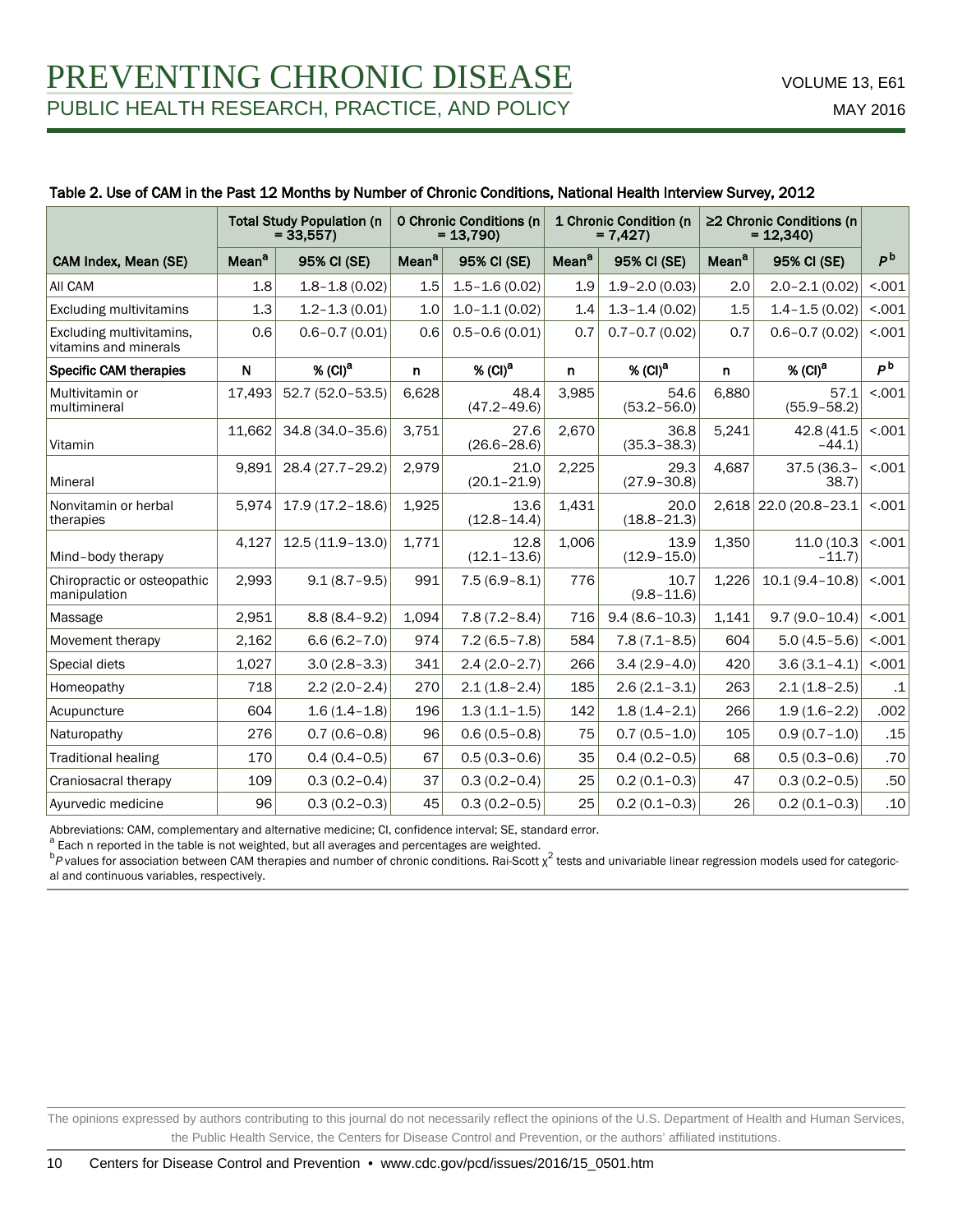Table 2. Use of CAM in the Past 12 Months by Number of Chronic Conditions, National Health Interview Survey, 2012

| | Total Study Population (n = 33,557) | | 0 Chronic Conditions (n = 13,790) | | 1 Chronic Condition (n = 7,427) | | ≥2 Chronic Conditions (n = 12,340) | | |
|---|---|---|---|---|---|---|---|---|---|
| CAM Index, Mean (SE) | Mean[a] | 95% CI (SE) | Mean[a] | 95% CI (SE) | Mean[a] | 95% CI (SE) | Mean[a] | 95% CI (SE) | *P*[b] |
| All CAM | 1.8 | 1.8–1.8 (0.02) | 1.5 | 1.5–1.6 (0.02) | 1.9 | 1.9–2.0 (0.03) | 2.0 | 2.0–2.1 (0.02) | <.001 |
| Excluding multivitamins | 1.3 | 1.2–1.3 (0.01) | 1.0 | 1.0–1.1 (0.02) | 1.4 | 1.3–1.4 (0.02) | 1.5 | 1.4–1.5 (0.02) | <.001 |
| Excluding multivitamins, vitamins and minerals | 0.6 | 0.6–0.7 (0.01) | 0.6 | 0.5–0.6 (0.01) | 0.7 | 0.7–0.7 (0.02) | 0.7 | 0.6–0.7 (0.02) | <.001 |
| **Specific CAM therapies** | **N** | **% (CI)[a]** | **n** | **% (CI)[a]** | **n** | **% (CI)[a]** | **n** | **% (CI)[a]** | ***P*[b]** |
| Multivitamin or multimineral | 17,493 | 52.7 (52.0–53.5) | 6,628 | 48.4 (47.2–49.6) | 3,985 | 54.6 (53.2–56.0) | 6,880 | 57.1 (55.9–58.2) | <.001 |
| Vitamin | 11,662 | 34.8 (34.0–35.6) | 3,751 | 27.6 (26.6–28.6) | 2,670 | 36.8 (35.3–38.3) | 5,241 | 42.8 (41.5 –44.1) | <.001 |
| Mineral | 9,891 | 28.4 (27.7–29.2) | 2,979 | 21.0 (20.1–21.9) | 2,225 | 29.3 (27.9–30.8) | 4,687 | 37.5 (36.3–38.7) | <.001 |
| Nonvitamin or herbal therapies | 5,974 | 17.9 (17.2–18.6) | 1,925 | 13.6 (12.8–14.4) | 1,431 | 20.0 (18.8–21.3) | 2,618 | 22.0 (20.8–23.1 | <.001 |
| Mind–body therapy | 4,127 | 12.5 (11.9–13.0) | 1,771 | 12.8 (12.1–13.6) | 1,006 | 13.9 (12.9–15.0) | 1,350 | 11.0 (10.3 –11.7) | <.001 |
| Chiropractic or osteopathic manipulation | 2,993 | 9.1 (8.7–9.5) | 991 | 7.5 (6.9–8.1) | 776 | 10.7 (9.8–11.6) | 1,226 | 10.1 (9.4–10.8) | <.001 |
| Massage | 2,951 | 8.8 (8.4–9.2) | 1,094 | 7.8 (7.2–8.4) | 716 | 9.4 (8.6–10.3) | 1,141 | 9.7 (9.0–10.4) | <.001 |
| Movement therapy | 2,162 | 6.6 (6.2–7.0) | 974 | 7.2 (6.5–7.8) | 584 | 7.8 (7.1–8.5) | 604 | 5.0 (4.5–5.6) | <.001 |
| Special diets | 1,027 | 3.0 (2.8–3.3) | 341 | 2.4 (2.0–2.7) | 266 | 3.4 (2.9–4.0) | 420 | 3.6 (3.1–4.1) | <.001 |
| Homeopathy | 718 | 2.2 (2.0–2.4) | 270 | 2.1 (1.8–2.4) | 185 | 2.6 (2.1–3.1) | 263 | 2.1 (1.8–2.5) | .1 |
| Acupuncture | 604 | 1.6 (1.4–1.8) | 196 | 1.3 (1.1–1.5) | 142 | 1.8 (1.4–2.1) | 266 | 1.9 (1.6–2.2) | .002 |
| Naturopathy | 276 | 0.7 (0.6–0.8) | 96 | 0.6 (0.5–0.8) | 75 | 0.7 (0.5–1.0) | 105 | 0.9 (0.7–1.0) | .15 |
| Traditional healing | 170 | 0.4 (0.4–0.5) | 67 | 0.5 (0.3–0.6) | 35 | 0.4 (0.2–0.5) | 68 | 0.5 (0.3–0.6) | .70 |
| Craniosacral therapy | 109 | 0.3 (0.2–0.4) | 37 | 0.3 (0.2–0.4) | 25 | 0.2 (0.1–0.3) | 47 | 0.3 (0.2–0.5) | .50 |
| Ayurvedic medicine | 96 | 0.3 (0.2–0.3) | 45 | 0.3 (0.2–0.5) | 25 | 0.2 (0.1–0.3) | 26 | 0.2 (0.1–0.3) | .10 |

Abbreviations: CAM, complementary and alternative medicine; CI, confidence interval; SE, standard error.
[a] Each n reported in the table is not weighted, but all averages and percentages are weighted.
[b] *P* values for association between CAM therapies and number of chronic conditions. Rai-Scott $\chi^2$ tests and univariable linear regression models used for categorical and continuous variables, respectively.

The opinions expressed by authors contributing to this journal do not necessarily reflect the opinions of the U.S. Department of Health and Human Services, the Public Health Service, the Centers for Disease Control and Prevention, or the authors' affiliated institutions.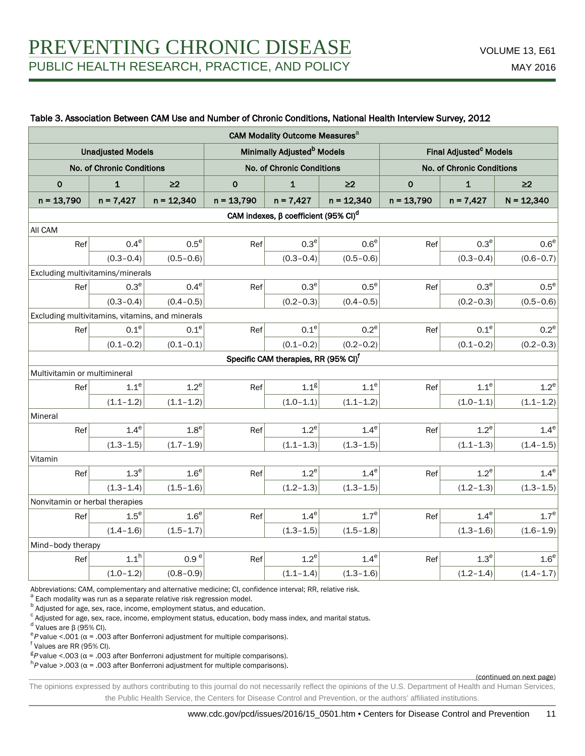Table 3. Association Between CAM Use and Number of Chronic Conditions, National Health Interview Survey, 2012

| CAM Modality Outcome Measures[a] | | | | | | | | |
|---|---|---|---|---|---|---|---|---|
| Unadjusted Models | | | Minimally Adjusted[b] Models | | | Final Adjusted[c] Models | | |
| No. of Chronic Conditions | | | No. of Chronic Conditions | | | No. of Chronic Conditions | | |
| 0 | 1 | ≥2 | 0 | 1 | ≥2 | 0 | 1 | ≥2 |
| n = 13,790 | n = 7,427 | n = 12,340 | n = 13,790 | n = 7,427 | n = 12,340 | n = 13,790 | n = 7,427 | N = 12,340 |
| **CAM indexes, β coefficient (95% CI)[d]** | | | | | | | | |
| All CAM | | | | | | | | |
| Ref | 0.4[e] (0.3–0.4) | 0.5[e] (0.5–0.6) | Ref | 0.3[e] (0.3–0.4) | 0.6[e] (0.5–0.6) | Ref | 0.3[e] (0.3–0.4) | 0.6[e] (0.6–0.7) |
| Excluding multivitamins/minerals | | | | | | | | |
| Ref | 0.3[e] (0.3–0.4) | 0.4[e] (0.4–0.5) | Ref | 0.3[e] (0.2–0.3) | 0.5[e] (0.4–0.5) | Ref | 0.3[e] (0.2–0.3) | 0.5[e] (0.5–0.6) |
| Excluding multivitamins, vitamins, and minerals | | | | | | | | |
| Ref | 0.1[e] (0.1–0.2) | 0.1[e] (0.1–0.1) | Ref | 0.1[e] (0.1–0.2) | 0.2[e] (0.2–0.2) | Ref | 0.1[e] (0.1–0.2) | 0.2[e] (0.2–0.3) |
| **Specific CAM therapies, RR (95% CI)[f]** | | | | | | | | |
| Multivitamin or multimineral | | | | | | | | |
| Ref | 1.1[e] (1.1–1.2) | 1.2[e] (1.1–1.2) | Ref | 1.1[g] (1.0–1.1) | 1.1[e] (1.1–1.2) | Ref | 1.1[e] (1.0–1.1) | 1.2[e] (1.1–1.2) |
| Mineral | | | | | | | | |
| Ref | 1.4[e] (1.3–1.5) | 1.8[e] (1.7–1.9) | Ref | 1.2[e] (1.1–1.3) | 1.4[e] (1.3–1.5) | Ref | 1.2[e] (1.1–1.3) | 1.4[e] (1.4–1.5) |
| Vitamin | | | | | | | | |
| Ref | 1.3[e] (1.3–1.4) | 1.6[e] (1.5–1.6) | Ref | 1.2[e] (1.2–1.3) | 1.4[e] (1.3–1.5) | Ref | 1.2[e] (1.2–1.3) | 1.4[e] (1.3–1.5) |
| Nonvitamin or herbal therapies | | | | | | | | |
| Ref | 1.5[e] (1.4–1.6) | 1.6[e] (1.5–1.7) | Ref | 1.4[e] (1.3–1.5) | 1.7[e] (1.5–1.8) | Ref | 1.4[e] (1.3–1.6) | 1.7[e] (1.6–1.9) |
| Mind–body therapy | | | | | | | | |
| Ref | 1.1[h] (1.0–1.2) | 0.9[e] (0.8–0.9) | Ref | 1.2[e] (1.1–1.4) | 1.4[e] (1.3–1.6) | Ref | 1.3[e] (1.2–1.4) | 1.6[e] (1.4–1.7) |

Abbreviations: CAM, complementary and alternative medicine; CI, confidence interval; RR, relative risk.

[a] Each modality was run as a separate relative risk regression model.

[b] Adjusted for age, sex, race, income, employment status, and education.

[c] Adjusted for age, sex, race, income, employment status, education, body mass index, and marital status.

[d] Values are β (95% CI).

[e] $P$ value <.001 ($\alpha$ = .003 after Bonferroni adjustment for multiple comparisons).

[f] Values are RR (95% CI).

[g] $P$ value <.003 ($\alpha$ = .003 after Bonferroni adjustment for multiple comparisons).

[h] $P$ value >.003 ($\alpha$ = .003 after Bonferroni adjustment for multiple comparisons).

(continued on next page)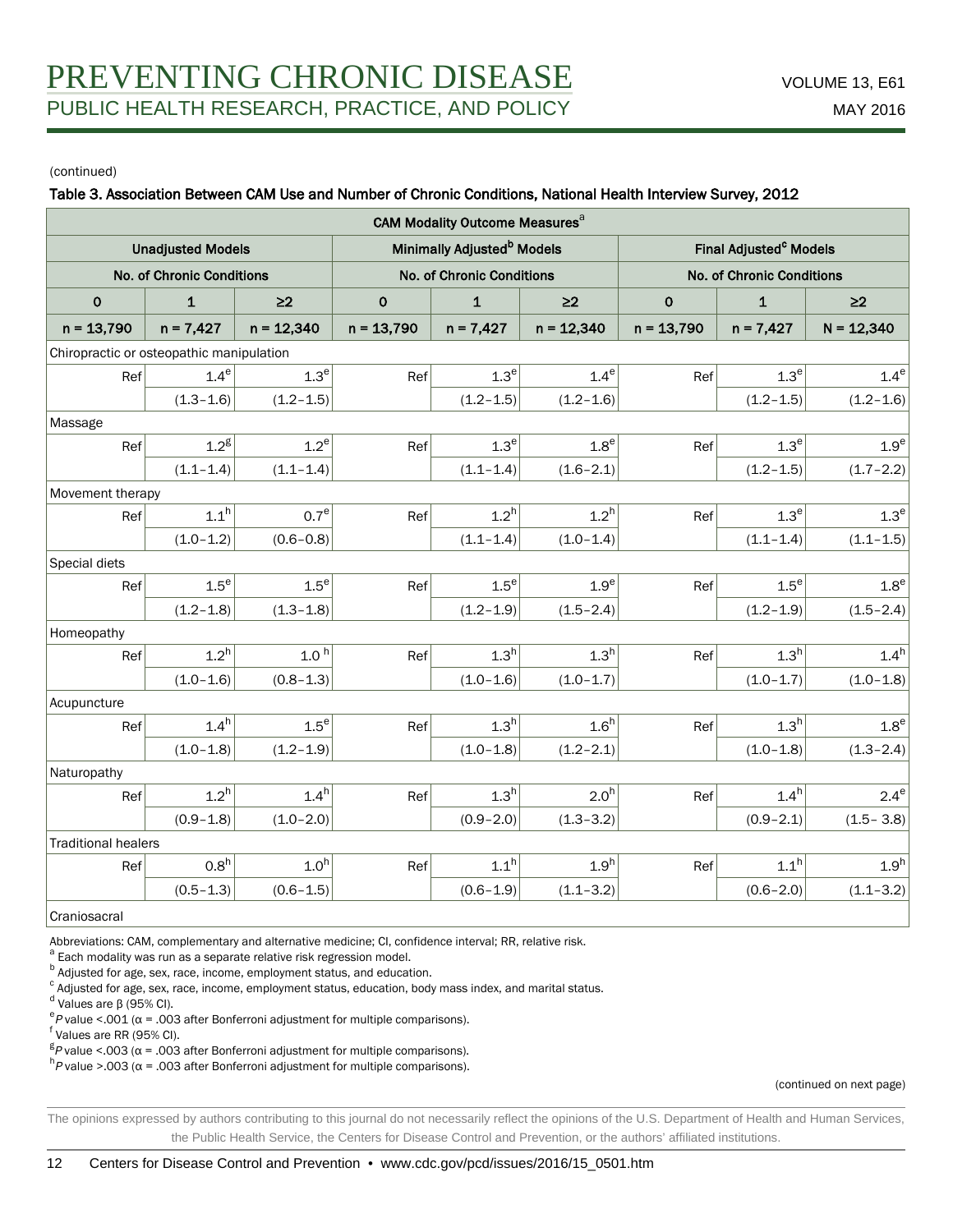(continued)

**Table 3. Association Between CAM Use and Number of Chronic Conditions, National Health Interview Survey, 2012**

| CAM Modality Outcome Measures[a] | | | | | | | | |
|---|---|---|---|---|---|---|---|---|
| Unadjusted Models | | | Minimally Adjusted[b] Models | | | Final Adjusted[c] Models | | |
| No. of Chronic Conditions | | | No. of Chronic Conditions | | | No. of Chronic Conditions | | |
| 0 | 1 | ≥2 | 0 | 1 | ≥2 | 0 | 1 | ≥2 |
| n = 13,790 | n = 7,427 | n = 12,340 | n = 13,790 | n = 7,427 | n = 12,340 | n = 13,790 | n = 7,427 | N = 12,340 |
| **Chiropractic or osteopathic manipulation** | | | | | | | | |
| Ref | 1.4[e] | 1.3[e] | Ref | 1.3[e] | 1.4[e] | Ref | 1.3[e] | 1.4[e] |
| | (1.3–1.6) | (1.2–1.5) | | (1.2–1.5) | (1.2–1.6) | | (1.2–1.5) | (1.2–1.6) |
| **Massage** | | | | | | | | |
| Ref | 1.2[g] | 1.2[e] | Ref | 1.3[e] | 1.8[e] | Ref | 1.3[e] | 1.9[e] |
| | (1.1–1.4) | (1.1–1.4) | | (1.1–1.4) | (1.6–2.1) | | (1.2–1.5) | (1.7–2.2) |
| **Movement therapy** | | | | | | | | |
| Ref | 1.1[h] | 0.7[e] | Ref | 1.2[h] | 1.2[h] | Ref | 1.3[e] | 1.3[e] |
| | (1.0–1.2) | (0.6–0.8) | | (1.1–1.4) | (1.0–1.4) | | (1.1–1.4) | (1.1–1.5) |
| **Special diets** | | | | | | | | |
| Ref | 1.5[e] | 1.5[e] | Ref | 1.5[e] | 1.9[e] | Ref | 1.5[e] | 1.8[e] |
| | (1.2–1.8) | (1.3–1.8) | | (1.2–1.9) | (1.5–2.4) | | (1.2–1.9) | (1.5–2.4) |
| **Homeopathy** | | | | | | | | |
| Ref | 1.2[h] | 1.0[h] | Ref | 1.3[h] | 1.3[h] | Ref | 1.3[h] | 1.4[h] |
| | (1.0–1.6) | (0.8–1.3) | | (1.0–1.6) | (1.0–1.7) | | (1.0–1.7) | (1.0–1.8) |
| **Acupuncture** | | | | | | | | |
| Ref | 1.4[h] | 1.5[e] | Ref | 1.3[h] | 1.6[h] | Ref | 1.3[h] | 1.8[e] |
| | (1.0–1.8) | (1.2–1.9) | | (1.0–1.8) | (1.2–2.1) | | (1.0–1.8) | (1.3–2.4) |
| **Naturopathy** | | | | | | | | |
| Ref | 1.2[h] | 1.4[h] | Ref | 1.3[h] | 2.0[h] | Ref | 1.4[h] | 2.4[e] |
| | (0.9–1.8) | (1.0–2.0) | | (0.9–2.0) | (1.3–3.2) | | (0.9–2.1) | (1.5– 3.8) |
| **Traditional healers** | | | | | | | | |
| Ref | 0.8[h] | 1.0[h] | Ref | 1.1[h] | 1.9[h] | Ref | 1.1[h] | 1.9[h] |
| | (0.5–1.3) | (0.6–1.5) | | (0.6–1.9) | (1.1–3.2) | | (0.6–2.0) | (1.1–3.2) |
| **Craniosacral** | | | | | | | | |

Abbreviations: CAM, complementary and alternative medicine; CI, confidence interval; RR, relative risk.
[a] Each modality was run as a separate relative risk regression model.
[b] Adjusted for age, sex, race, income, employment status, and education.
[c] Adjusted for age, sex, race, income, employment status, education, body mass index, and marital status.
[d] Values are β (95% CI).
[e] *P* value <.001 (α = .003 after Bonferroni adjustment for multiple comparisons).
[f] Values are RR (95% CI).
[g] *P* value <.003 (α = .003 after Bonferroni adjustment for multiple comparisons).
[h] *P* value >.003 (α = .003 after Bonferroni adjustment for multiple comparisons).

(continued on next page)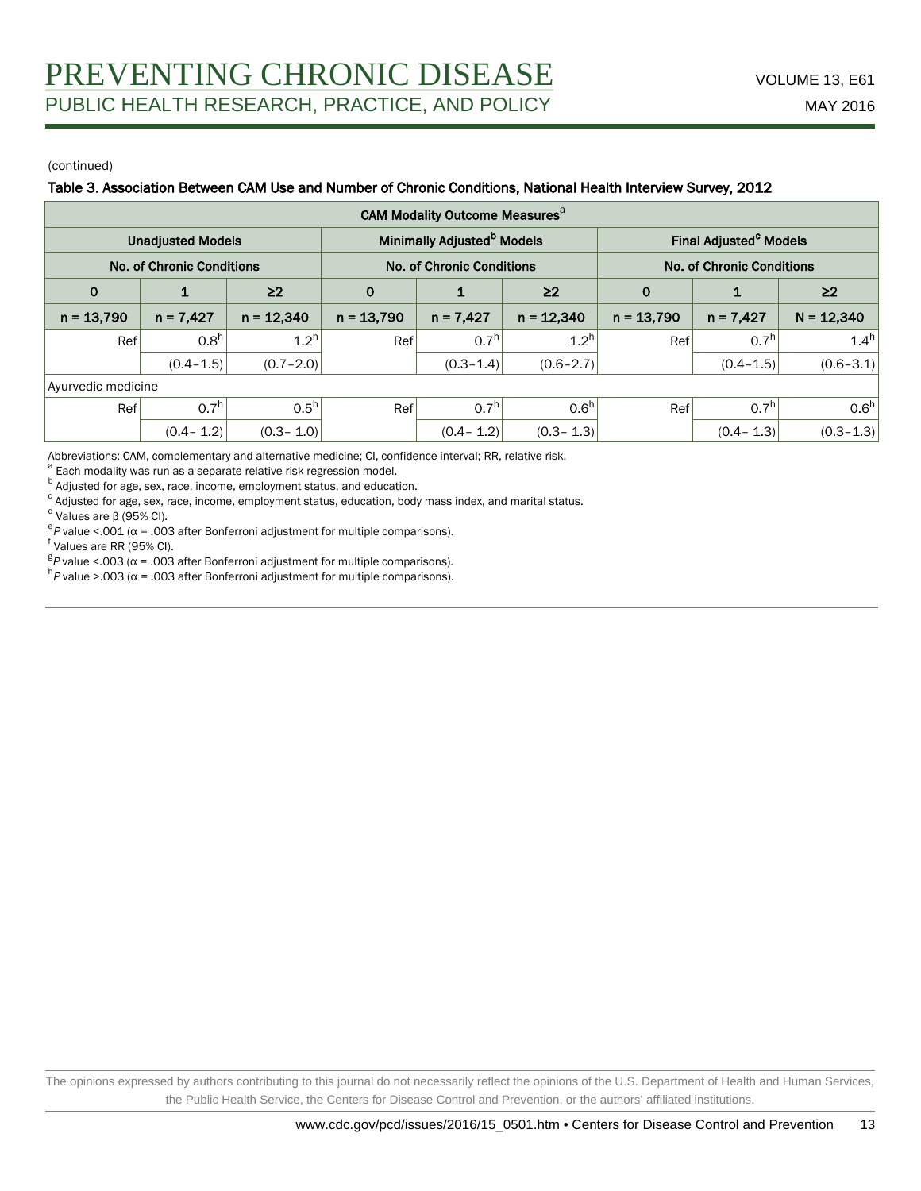(continued)

**Table 3. Association Between CAM Use and Number of Chronic Conditions, National Health Interview Survey, 2012**

| CAM Modality Outcome Measures[a] | | | | | | | | |
|---|---|---|---|---|---|---|---|---|
| Unadjusted Models | | | Minimally Adjusted[b] Models | | | Final Adjusted[c] Models | | |
| No. of Chronic Conditions | | | No. of Chronic Conditions | | | No. of Chronic Conditions | | |
| 0 | 1 | ≥2 | 0 | 1 | ≥2 | 0 | 1 | ≥2 |
| n = 13,790 | n = 7,427 | n = 12,340 | n = 13,790 | n = 7,427 | n = 12,340 | n = 13,790 | n = 7,427 | N = 12,340 |
| Ref | 0.8[h] | 1.2[h] | Ref | 0.7[h] | 1.2[h] | Ref | 0.7[h] | 1.4[h] |
| | (0.4–1.5) | (0.7–2.0) | | (0.3–1.4) | (0.6–2.7) | | (0.4–1.5) | (0.6–3.1) |
| Ayurvedic medicine | | | | | | | | |
| Ref | 0.7[h] | 0.5[h] | Ref | 0.7[h] | 0.6[h] | Ref | 0.7[h] | 0.6[h] |
| | (0.4– 1.2) | (0.3– 1.0) | | (0.4– 1.2) | (0.3– 1.3) | | (0.4– 1.3) | (0.3–1.3) |

Abbreviations: CAM, complementary and alternative medicine; CI, confidence interval; RR, relative risk.
[a] Each modality was run as a separate relative risk regression model.
[b] Adjusted for age, sex, race, income, employment status, and education.
[c] Adjusted for age, sex, race, income, employment status, education, body mass index, and marital status.
[d] Values are β (95% CI).
[e] *P* value <.001 (α = .003 after Bonferroni adjustment for multiple comparisons).
[f] Values are RR (95% CI).
[g] *P* value <.003 (α = .003 after Bonferroni adjustment for multiple comparisons).
[h] *P* value >.003 (α = .003 after Bonferroni adjustment for multiple comparisons).

The opinions expressed by authors contributing to this journal do not necessarily reflect the opinions of the U.S. Department of Health and Human Services, the Public Health Service, the Centers for Disease Control and Prevention, or the authors' affiliated institutions.